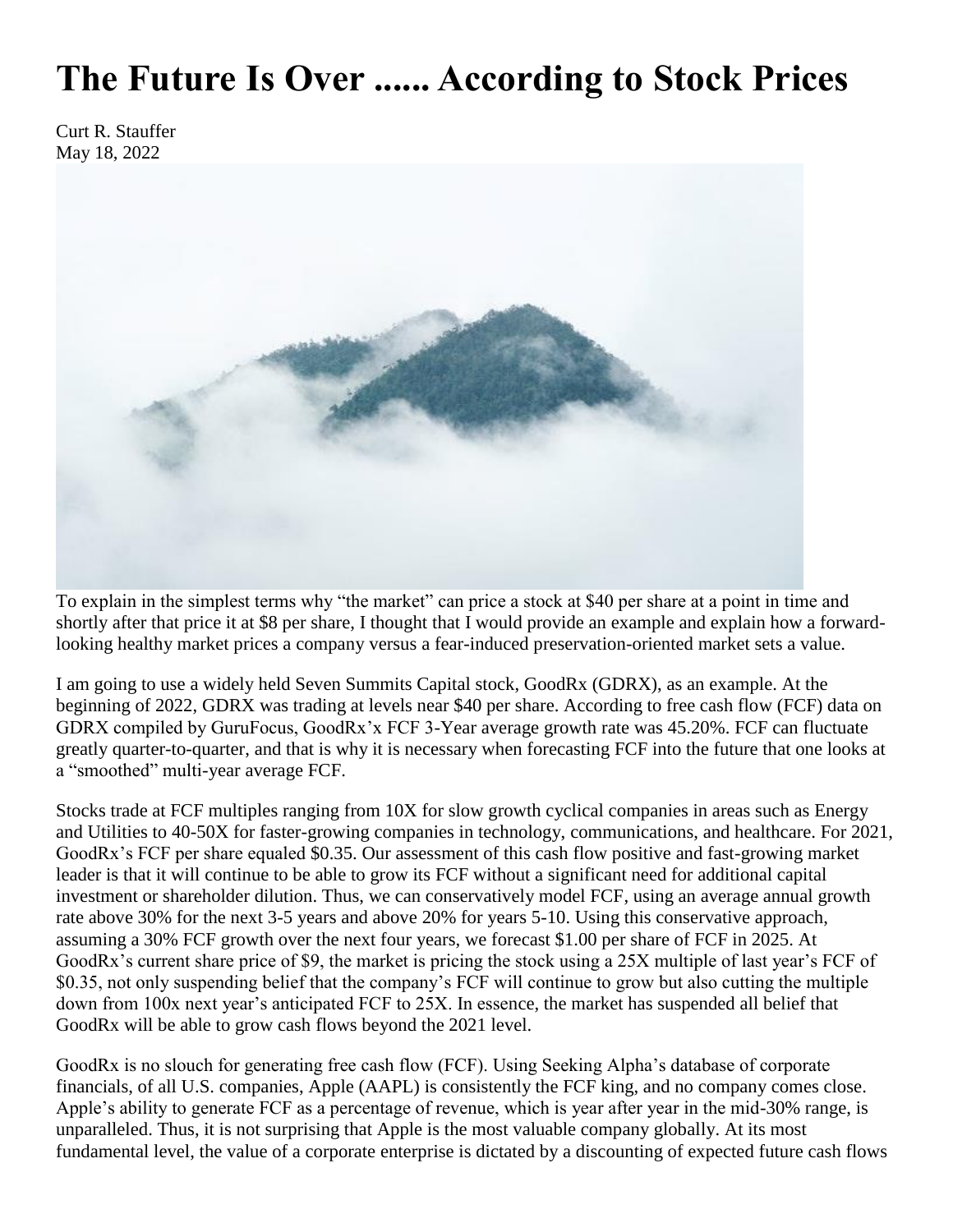# The Future Is Over ...... According to Stock Prices

Curt R. Stauffer
May 18, 2022

To explain in the simplest terms why "the market" can price a stock at $40 per share at a point in time and shortly after that price it at $8 per share, I thought that I would provide an example and explain how a forward-looking healthy market prices a company versus a fear-induced preservation-oriented market sets a value.

I am going to use a widely held Seven Summits Capital stock, GoodRx (GDRX), as an example. At the beginning of 2022, GDRX was trading at levels near $40 per share. According to free cash flow (FCF) data on GDRX compiled by GuruFocus, GoodRx'x FCF 3-Year average growth rate was 45.20%. FCF can fluctuate greatly quarter-to-quarter, and that is why it is necessary when forecasting FCF into the future that one looks at a "smoothed" multi-year average FCF.

Stocks trade at FCF multiples ranging from 10X for slow growth cyclical companies in areas such as Energy and Utilities to 40-50X for faster-growing companies in technology, communications, and healthcare. For 2021, GoodRx's FCF per share equaled $0.35. Our assessment of this cash flow positive and fast-growing market leader is that it will continue to be able to grow its FCF without a significant need for additional capital investment or shareholder dilution. Thus, we can conservatively model FCF, using an average annual growth rate above 30% for the next 3-5 years and above 20% for years 5-10. Using this conservative approach, assuming a 30% FCF growth over the next four years, we forecast $1.00 per share of FCF in 2025. At GoodRx's current share price of $9, the market is pricing the stock using a 25X multiple of last year's FCF of $0.35, not only suspending belief that the company's FCF will continue to grow but also cutting the multiple down from 100x next year's anticipated FCF to 25X. In essence, the market has suspended all belief that GoodRx will be able to grow cash flows beyond the 2021 level.

GoodRx is no slouch for generating free cash flow (FCF). Using Seeking Alpha's database of corporate financials, of all U.S. companies, Apple (AAPL) is consistently the FCF king, and no company comes close. Apple's ability to generate FCF as a percentage of revenue, which is year after year in the mid-30% range, is unparalleled. Thus, it is not surprising that Apple is the most valuable company globally. At its most fundamental level, the value of a corporate enterprise is dictated by a discounting of expected future cash flows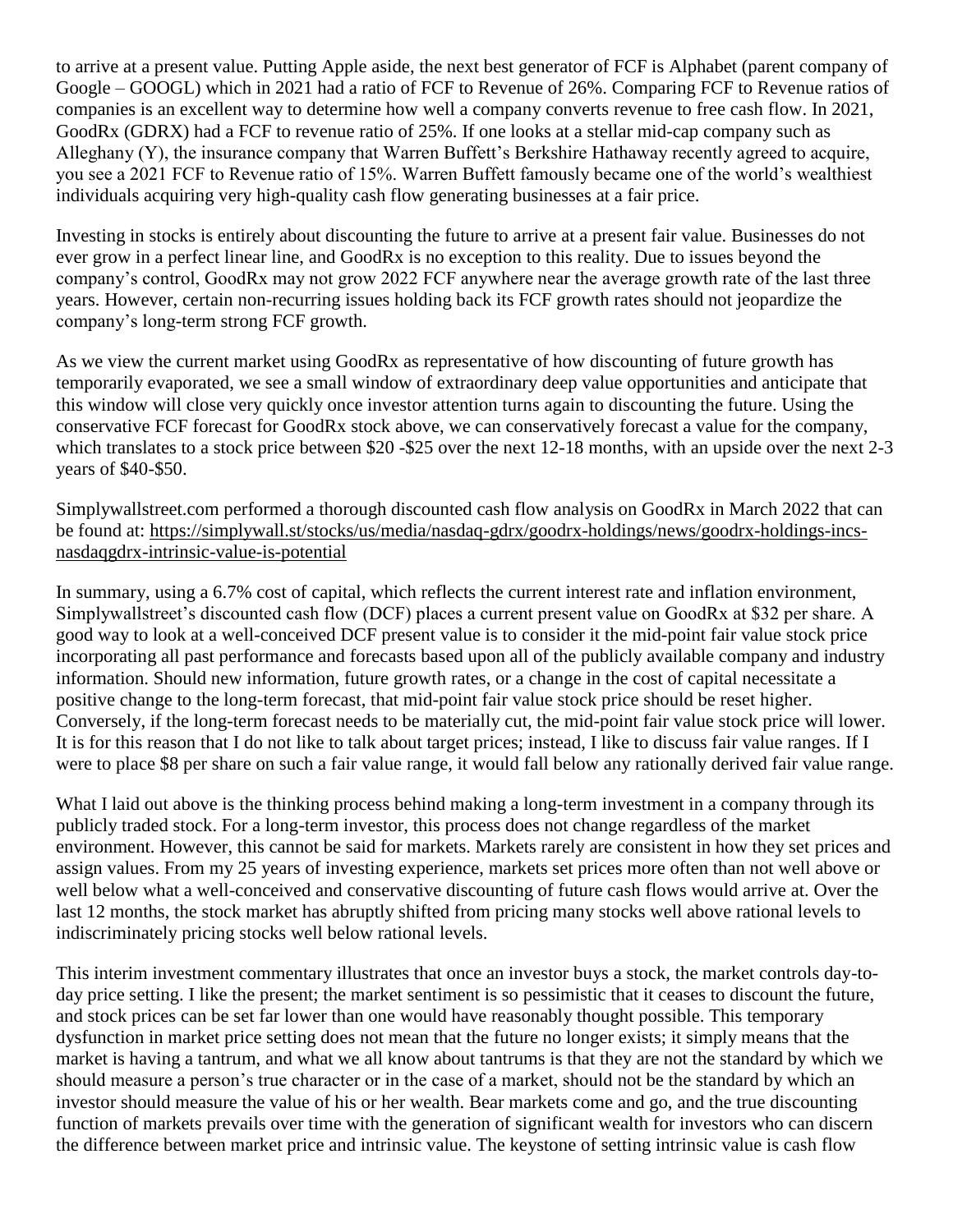to arrive at a present value. Putting Apple aside, the next best generator of FCF is Alphabet (parent company of Google – GOOGL) which in 2021 had a ratio of FCF to Revenue of 26%. Comparing FCF to Revenue ratios of companies is an excellent way to determine how well a company converts revenue to free cash flow. In 2021, GoodRx (GDRX) had a FCF to revenue ratio of 25%. If one looks at a stellar mid-cap company such as Alleghany (Y), the insurance company that Warren Buffett's Berkshire Hathaway recently agreed to acquire, you see a 2021 FCF to Revenue ratio of 15%. Warren Buffett famously became one of the world's wealthiest individuals acquiring very high-quality cash flow generating businesses at a fair price.

Investing in stocks is entirely about discounting the future to arrive at a present fair value. Businesses do not ever grow in a perfect linear line, and GoodRx is no exception to this reality. Due to issues beyond the company's control, GoodRx may not grow 2022 FCF anywhere near the average growth rate of the last three years. However, certain non-recurring issues holding back its FCF growth rates should not jeopardize the company's long-term strong FCF growth.

As we view the current market using GoodRx as representative of how discounting of future growth has temporarily evaporated, we see a small window of extraordinary deep value opportunities and anticipate that this window will close very quickly once investor attention turns again to discounting the future. Using the conservative FCF forecast for GoodRx stock above, we can conservatively forecast a value for the company, which translates to a stock price between $20 -$25 over the next 12-18 months, with an upside over the next 2-3 years of $40-$50.

Simplywallstreet.com performed a thorough discounted cash flow analysis on GoodRx in March 2022 that can be found at: https://simplywall.st/stocks/us/media/nasdaq-gdrx/goodrx-holdings/news/goodrx-holdings-incs-nasdaqgdrx-intrinsic-value-is-potential

In summary, using a 6.7% cost of capital, which reflects the current interest rate and inflation environment, Simplywallstreet's discounted cash flow (DCF) places a current present value on GoodRx at $32 per share. A good way to look at a well-conceived DCF present value is to consider it the mid-point fair value stock price incorporating all past performance and forecasts based upon all of the publicly available company and industry information. Should new information, future growth rates, or a change in the cost of capital necessitate a positive change to the long-term forecast, that mid-point fair value stock price should be reset higher. Conversely, if the long-term forecast needs to be materially cut, the mid-point fair value stock price will lower. It is for this reason that I do not like to talk about target prices; instead, I like to discuss fair value ranges. If I were to place $8 per share on such a fair value range, it would fall below any rationally derived fair value range.

What I laid out above is the thinking process behind making a long-term investment in a company through its publicly traded stock. For a long-term investor, this process does not change regardless of the market environment. However, this cannot be said for markets. Markets rarely are consistent in how they set prices and assign values. From my 25 years of investing experience, markets set prices more often than not well above or well below what a well-conceived and conservative discounting of future cash flows would arrive at. Over the last 12 months, the stock market has abruptly shifted from pricing many stocks well above rational levels to indiscriminately pricing stocks well below rational levels.

This interim investment commentary illustrates that once an investor buys a stock, the market controls day-to-day price setting. I like the present; the market sentiment is so pessimistic that it ceases to discount the future, and stock prices can be set far lower than one would have reasonably thought possible. This temporary dysfunction in market price setting does not mean that the future no longer exists; it simply means that the market is having a tantrum, and what we all know about tantrums is that they are not the standard by which we should measure a person's true character or in the case of a market, should not be the standard by which an investor should measure the value of his or her wealth. Bear markets come and go, and the true discounting function of markets prevails over time with the generation of significant wealth for investors who can discern the difference between market price and intrinsic value. The keystone of setting intrinsic value is cash flow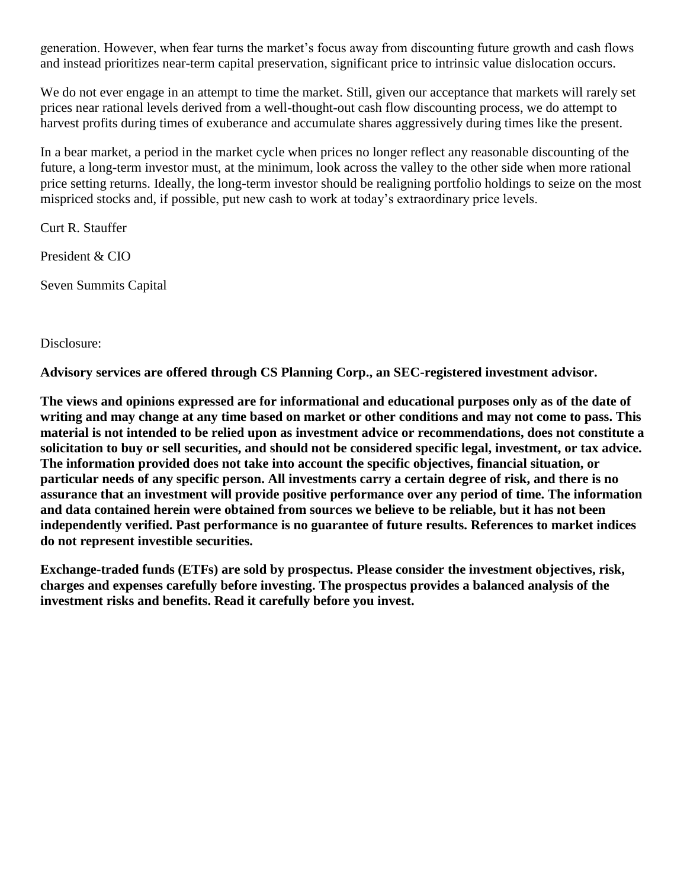generation. However, when fear turns the market's focus away from discounting future growth and cash flows and instead prioritizes near-term capital preservation, significant price to intrinsic value dislocation occurs.

We do not ever engage in an attempt to time the market. Still, given our acceptance that markets will rarely set prices near rational levels derived from a well-thought-out cash flow discounting process, we do attempt to harvest profits during times of exuberance and accumulate shares aggressively during times like the present.

In a bear market, a period in the market cycle when prices no longer reflect any reasonable discounting of the future, a long-term investor must, at the minimum, look across the valley to the other side when more rational price setting returns. Ideally, the long-term investor should be realigning portfolio holdings to seize on the most mispriced stocks and, if possible, put new cash to work at today's extraordinary price levels.

Curt R. Stauffer

President & CIO

Seven Summits Capital

Disclosure:

**Advisory services are offered through CS Planning Corp., an SEC-registered investment advisor.**

**The views and opinions expressed are for informational and educational purposes only as of the date of writing and may change at any time based on market or other conditions and may not come to pass. This material is not intended to be relied upon as investment advice or recommendations, does not constitute a solicitation to buy or sell securities, and should not be considered specific legal, investment, or tax advice. The information provided does not take into account the specific objectives, financial situation, or particular needs of any specific person. All investments carry a certain degree of risk, and there is no assurance that an investment will provide positive performance over any period of time. The information and data contained herein were obtained from sources we believe to be reliable, but it has not been independently verified. Past performance is no guarantee of future results. References to market indices do not represent investible securities.**

**Exchange-traded funds (ETFs) are sold by prospectus. Please consider the investment objectives, risk, charges and expenses carefully before investing. The prospectus provides a balanced analysis of the investment risks and benefits. Read it carefully before you invest.**